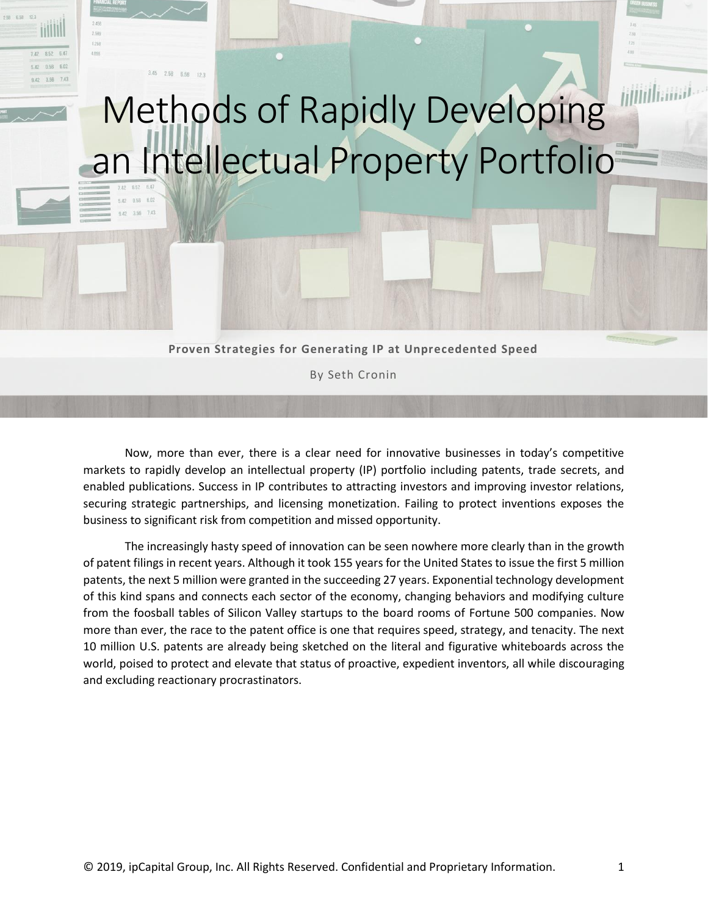# Methods of Rapidly Developing an Intellectual Property Portfolio

**Proven Strategies for Generating IP at Unprecedented Speed**

By Seth Cronin

Now, more than ever, there is a clear need for innovative businesses in today's competitive markets to rapidly develop an intellectual property (IP) portfolio including patents, trade secrets, and enabled publications. Success in IP contributes to attracting investors and improving investor relations, securing strategic partnerships, and licensing monetization. Failing to protect inventions exposes the business to significant risk from competition and missed opportunity.

The increasingly hasty speed of innovation can be seen nowhere more clearly than in the growth of patent filings in recent years. Although it took 155 years for the United States to issue the first 5 million patents, the next 5 million were granted in the succeeding 27 years. Exponential technology development of this kind spans and connects each sector of the economy, changing behaviors and modifying culture from the foosball tables of Silicon Valley startups to the board rooms of Fortune 500 companies. Now more than ever, the race to the patent office is one that requires speed, strategy, and tenacity. The next 10 million U.S. patents are already being sketched on the literal and figurative whiteboards across the world, poised to protect and elevate that status of proactive, expedient inventors, all while discouraging and excluding reactionary procrastinators.

© 2019, ipCapital Group, Inc. All Rights Reserved. Confidential and Proprietary Information.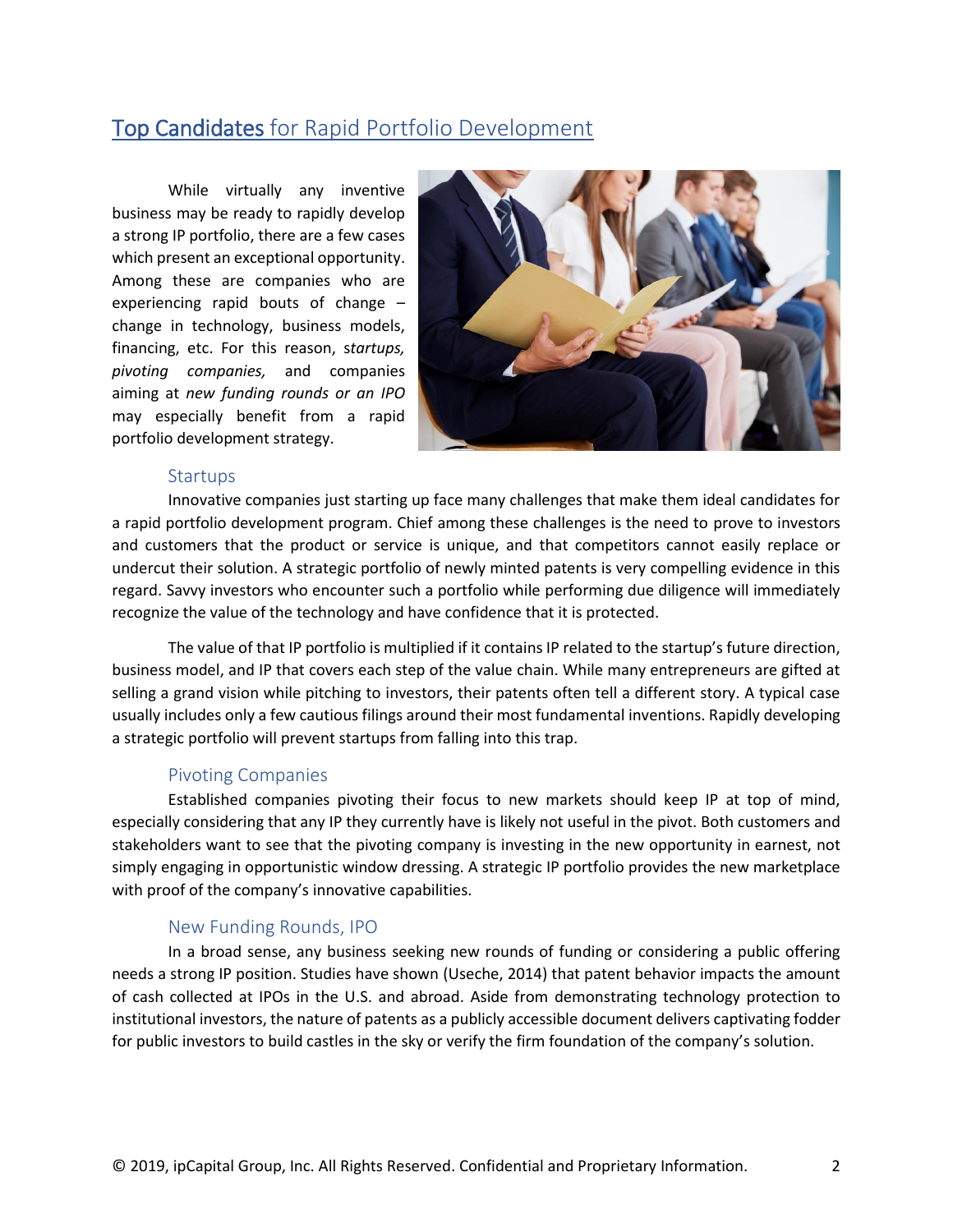## Top Candidates for Rapid Portfolio Development

While virtually any inventive business may be ready to rapidly develop a strong IP portfolio, there are a few cases which present an exceptional opportunity. Among these are companies who are experiencing rapid bouts of change – change in technology, business models, financing, etc. For this reason, *startups, pivoting companies,* and companies aiming at *new funding rounds or an IPO* may especially benefit from a rapid portfolio development strategy.

### Startups

Innovative companies just starting up face many challenges that make them ideal candidates for a rapid portfolio development program. Chief among these challenges is the need to prove to investors and customers that the product or service is unique, and that competitors cannot easily replace or undercut their solution. A strategic portfolio of newly minted patents is very compelling evidence in this regard. Savvy investors who encounter such a portfolio while performing due diligence will immediately recognize the value of the technology and have confidence that it is protected.

The value of that IP portfolio is multiplied if it contains IP related to the startup's future direction, business model, and IP that covers each step of the value chain. While many entrepreneurs are gifted at selling a grand vision while pitching to investors, their patents often tell a different story. A typical case usually includes only a few cautious filings around their most fundamental inventions. Rapidly developing a strategic portfolio will prevent startups from falling into this trap.

### Pivoting Companies

Established companies pivoting their focus to new markets should keep IP at top of mind, especially considering that any IP they currently have is likely not useful in the pivot. Both customers and stakeholders want to see that the pivoting company is investing in the new opportunity in earnest, not simply engaging in opportunistic window dressing. A strategic IP portfolio provides the new marketplace with proof of the company's innovative capabilities.

### New Funding Rounds, IPO

In a broad sense, any business seeking new rounds of funding or considering a public offering needs a strong IP position. Studies have shown (Useche, 2014) that patent behavior impacts the amount of cash collected at IPOs in the U.S. and abroad. Aside from demonstrating technology protection to institutional investors, the nature of patents as a publicly accessible document delivers captivating fodder for public investors to build castles in the sky or verify the firm foundation of the company's solution.

© 2019, ipCapital Group, Inc. All Rights Reserved. Confidential and Proprietary Information.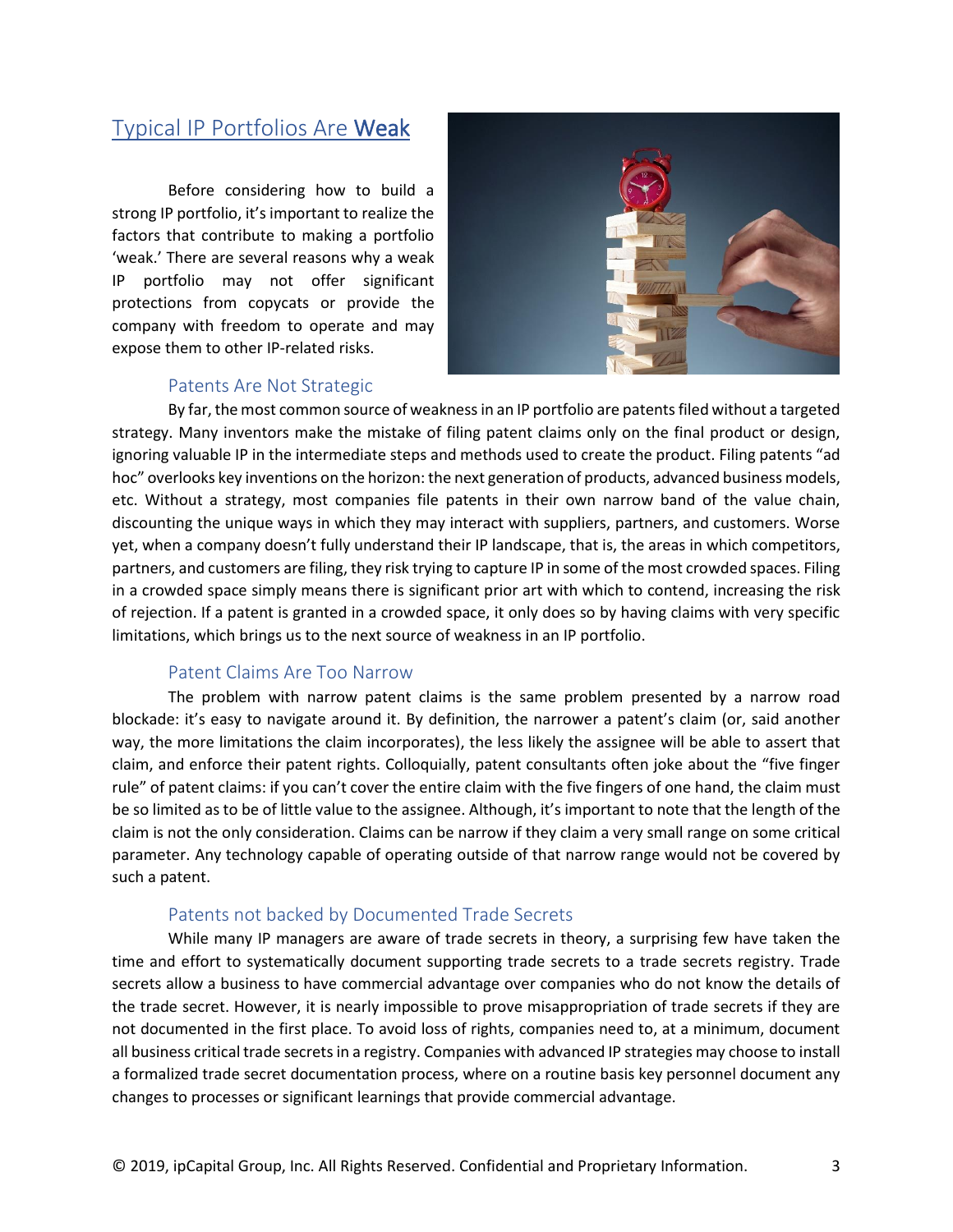## Typical IP Portfolios Are **Weak**

Before considering how to build a strong IP portfolio, it's important to realize the factors that contribute to making a portfolio 'weak.' There are several reasons why a weak IP portfolio may not offer significant protections from copycats or provide the company with freedom to operate and may expose them to other IP-related risks.

### Patents Are Not Strategic

By far, the most common source of weakness in an IP portfolio are patents filed without a targeted strategy. Many inventors make the mistake of filing patent claims only on the final product or design, ignoring valuable IP in the intermediate steps and methods used to create the product. Filing patents "ad hoc" overlooks key inventions on the horizon: the next generation of products, advanced business models, etc. Without a strategy, most companies file patents in their own narrow band of the value chain, discounting the unique ways in which they may interact with suppliers, partners, and customers. Worse yet, when a company doesn't fully understand their IP landscape, that is, the areas in which competitors, partners, and customers are filing, they risk trying to capture IP in some of the most crowded spaces. Filing in a crowded space simply means there is significant prior art with which to contend, increasing the risk of rejection. If a patent is granted in a crowded space, it only does so by having claims with very specific limitations, which brings us to the next source of weakness in an IP portfolio.

### Patent Claims Are Too Narrow

The problem with narrow patent claims is the same problem presented by a narrow road blockade: it's easy to navigate around it. By definition, the narrower a patent's claim (or, said another way, the more limitations the claim incorporates), the less likely the assignee will be able to assert that claim, and enforce their patent rights. Colloquially, patent consultants often joke about the "five finger rule" of patent claims: if you can't cover the entire claim with the five fingers of one hand, the claim must be so limited as to be of little value to the assignee. Although, it's important to note that the length of the claim is not the only consideration. Claims can be narrow if they claim a very small range on some critical parameter. Any technology capable of operating outside of that narrow range would not be covered by such a patent.

### Patents not backed by Documented Trade Secrets

While many IP managers are aware of trade secrets in theory, a surprising few have taken the time and effort to systematically document supporting trade secrets to a trade secrets registry. Trade secrets allow a business to have commercial advantage over companies who do not know the details of the trade secret. However, it is nearly impossible to prove misappropriation of trade secrets if they are not documented in the first place. To avoid loss of rights, companies need to, at a minimum, document all business critical trade secrets in a registry. Companies with advanced IP strategies may choose to install a formalized trade secret documentation process, where on a routine basis key personnel document any changes to processes or significant learnings that provide commercial advantage.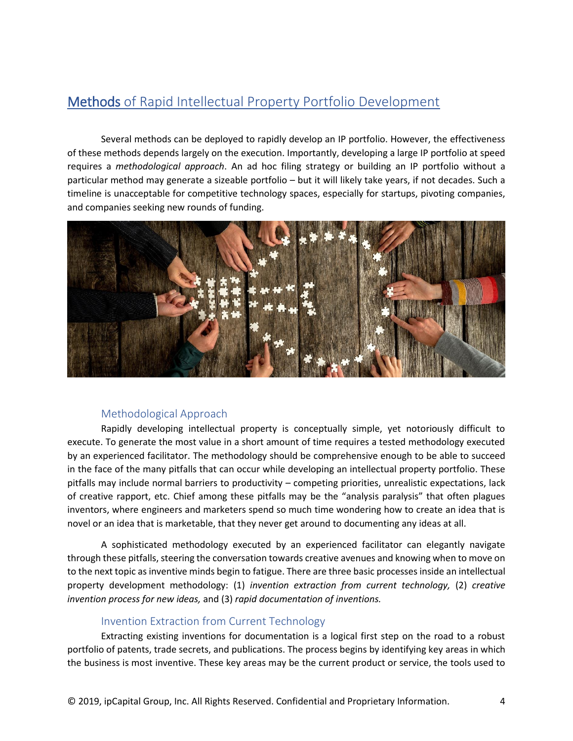# Methods of Rapid Intellectual Property Portfolio Development

Several methods can be deployed to rapidly develop an IP portfolio. However, the effectiveness of these methods depends largely on the execution. Importantly, developing a large IP portfolio at speed requires a *methodological approach*. An ad hoc filing strategy or building an IP portfolio without a particular method may generate a sizeable portfolio – but it will likely take years, if not decades. Such a timeline is unacceptable for competitive technology spaces, especially for startups, pivoting companies, and companies seeking new rounds of funding.

## Methodological Approach

Rapidly developing intellectual property is conceptually simple, yet notoriously difficult to execute. To generate the most value in a short amount of time requires a tested methodology executed by an experienced facilitator. The methodology should be comprehensive enough to be able to succeed in the face of the many pitfalls that can occur while developing an intellectual property portfolio. These pitfalls may include normal barriers to productivity – competing priorities, unrealistic expectations, lack of creative rapport, etc. Chief among these pitfalls may be the "analysis paralysis" that often plagues inventors, where engineers and marketers spend so much time wondering how to create an idea that is novel or an idea that is marketable, that they never get around to documenting any ideas at all.

A sophisticated methodology executed by an experienced facilitator can elegantly navigate through these pitfalls, steering the conversation towards creative avenues and knowing when to move on to the next topic as inventive minds begin to fatigue. There are three basic processes inside an intellectual property development methodology: (1) *invention extraction from current technology,* (2) *creative invention process for new ideas,* and (3) *rapid documentation of inventions.*

## Invention Extraction from Current Technology

Extracting existing inventions for documentation is a logical first step on the road to a robust portfolio of patents, trade secrets, and publications. The process begins by identifying key areas in which the business is most inventive. These key areas may be the current product or service, the tools used to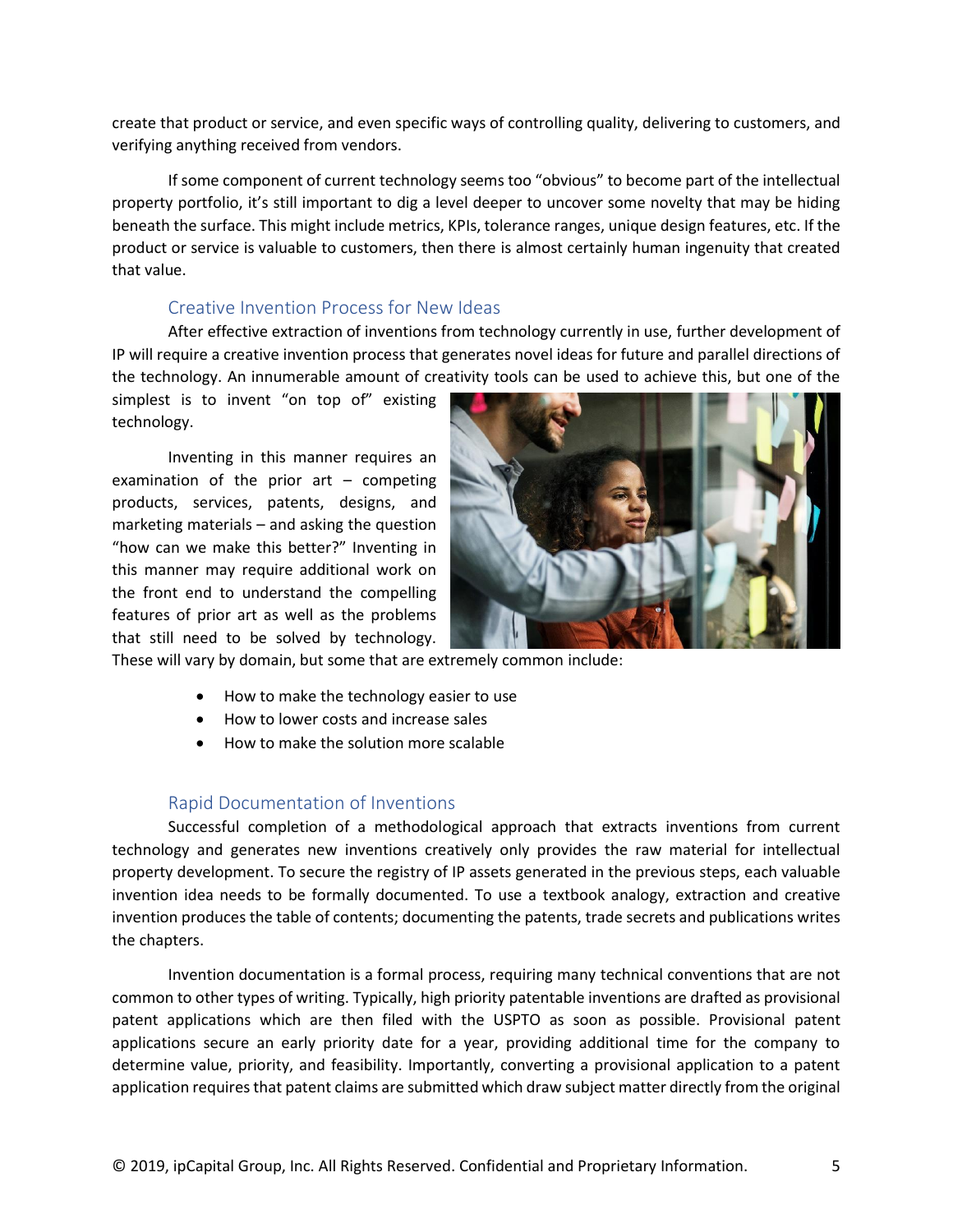create that product or service, and even specific ways of controlling quality, delivering to customers, and verifying anything received from vendors.

If some component of current technology seems too “obvious” to become part of the intellectual property portfolio, it’s still important to dig a level deeper to uncover some novelty that may be hiding beneath the surface. This might include metrics, KPIs, tolerance ranges, unique design features, etc. If the product or service is valuable to customers, then there is almost certainly human ingenuity that created that value.

### Creative Invention Process for New Ideas

After effective extraction of inventions from technology currently in use, further development of IP will require a creative invention process that generates novel ideas for future and parallel directions of the technology. An innumerable amount of creativity tools can be used to achieve this, but one of the simplest is to invent “on top of” existing technology.

Inventing in this manner requires an examination of the prior art – competing products, services, patents, designs, and marketing materials – and asking the question “how can we make this better?” Inventing in this manner may require additional work on the front end to understand the compelling features of prior art as well as the problems that still need to be solved by technology. These will vary by domain, but some that are extremely common include:

- How to make the technology easier to use
- How to lower costs and increase sales
- How to make the solution more scalable

### Rapid Documentation of Inventions

Successful completion of a methodological approach that extracts inventions from current technology and generates new inventions creatively only provides the raw material for intellectual property development. To secure the registry of IP assets generated in the previous steps, each valuable invention idea needs to be formally documented. To use a textbook analogy, extraction and creative invention produces the table of contents; documenting the patents, trade secrets and publications writes the chapters.

Invention documentation is a formal process, requiring many technical conventions that are not common to other types of writing. Typically, high priority patentable inventions are drafted as provisional patent applications which are then filed with the USPTO as soon as possible. Provisional patent applications secure an early priority date for a year, providing additional time for the company to determine value, priority, and feasibility. Importantly, converting a provisional application to a patent application requires that patent claims are submitted which draw subject matter directly from the original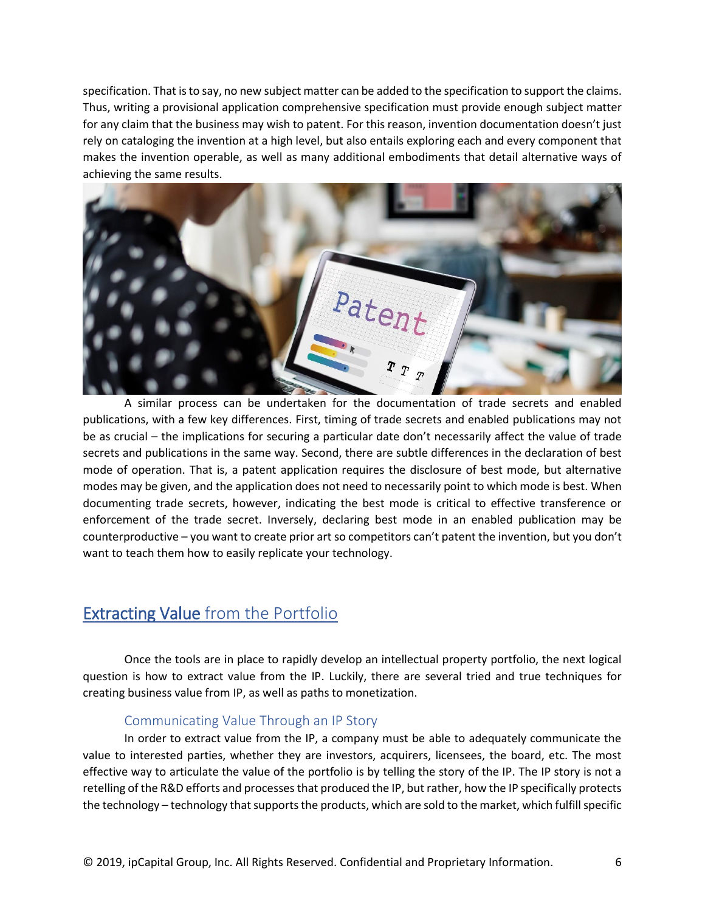specification. That is to say, no new subject matter can be added to the specification to support the claims. Thus, writing a provisional application comprehensive specification must provide enough subject matter for any claim that the business may wish to patent. For this reason, invention documentation doesn't just rely on cataloging the invention at a high level, but also entails exploring each and every component that makes the invention operable, as well as many additional embodiments that detail alternative ways of achieving the same results.

A similar process can be undertaken for the documentation of trade secrets and enabled publications, with a few key differences. First, timing of trade secrets and enabled publications may not be as crucial – the implications for securing a particular date don't necessarily affect the value of trade secrets and publications in the same way. Second, there are subtle differences in the declaration of best mode of operation. That is, a patent application requires the disclosure of best mode, but alternative modes may be given, and the application does not need to necessarily point to which mode is best. When documenting trade secrets, however, indicating the best mode is critical to effective transference or enforcement of the trade secret. Inversely, declaring best mode in an enabled publication may be counterproductive – you want to create prior art so competitors can't patent the invention, but you don't want to teach them how to easily replicate your technology.

## **Extracting Value** from the Portfolio

Once the tools are in place to rapidly develop an intellectual property portfolio, the next logical question is how to extract value from the IP. Luckily, there are several tried and true techniques for creating business value from IP, as well as paths to monetization.

### Communicating Value Through an IP Story

In order to extract value from the IP, a company must be able to adequately communicate the value to interested parties, whether they are investors, acquirers, licensees, the board, etc. The most effective way to articulate the value of the portfolio is by telling the story of the IP. The IP story is not a retelling of the R&D efforts and processes that produced the IP, but rather, how the IP specifically protects the technology – technology that supports the products, which are sold to the market, which fulfill specific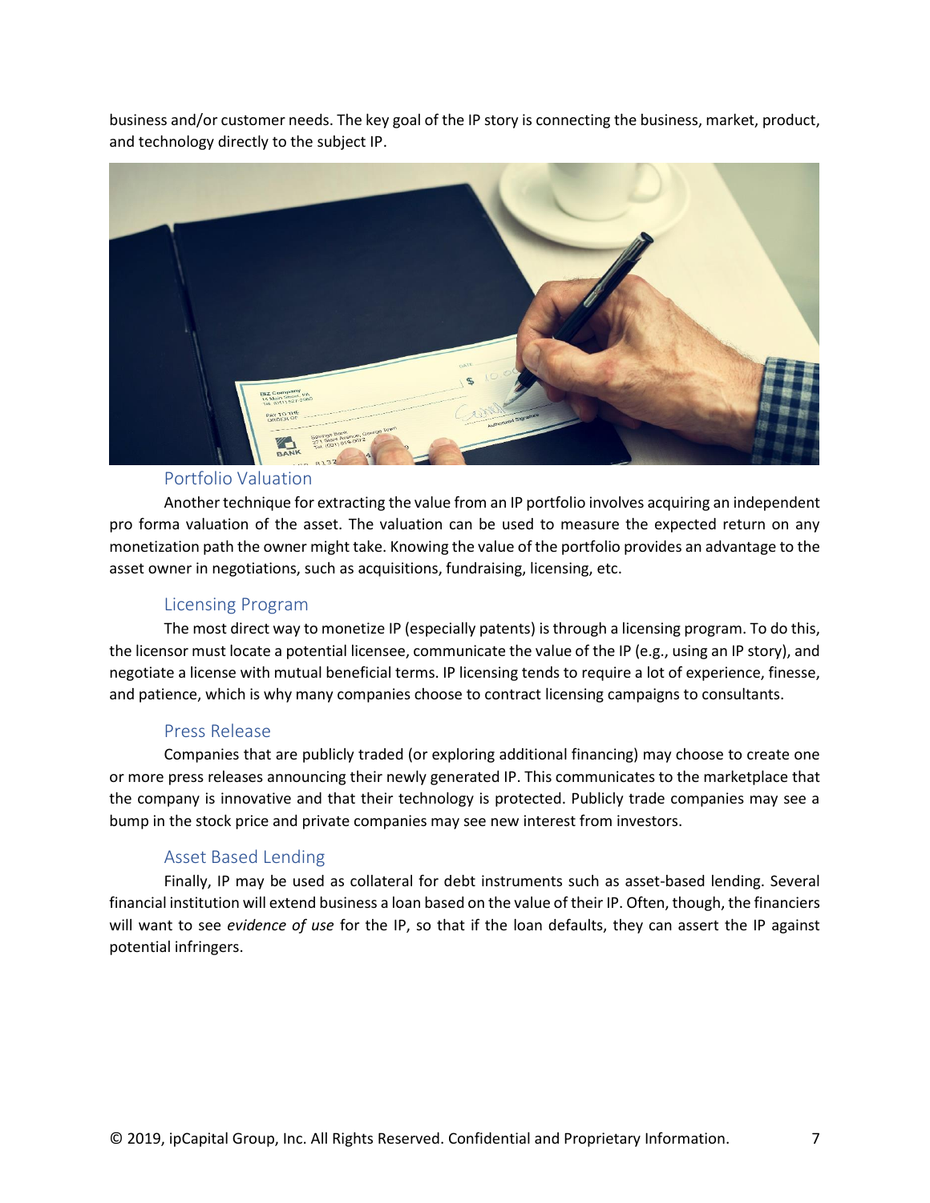business and/or customer needs. The key goal of the IP story is connecting the business, market, product, and technology directly to the subject IP.

### Portfolio Valuation

Another technique for extracting the value from an IP portfolio involves acquiring an independent pro forma valuation of the asset. The valuation can be used to measure the expected return on any monetization path the owner might take. Knowing the value of the portfolio provides an advantage to the asset owner in negotiations, such as acquisitions, fundraising, licensing, etc.

### Licensing Program

The most direct way to monetize IP (especially patents) is through a licensing program. To do this, the licensor must locate a potential licensee, communicate the value of the IP (e.g., using an IP story), and negotiate a license with mutual beneficial terms. IP licensing tends to require a lot of experience, finesse, and patience, which is why many companies choose to contract licensing campaigns to consultants.

### Press Release

Companies that are publicly traded (or exploring additional financing) may choose to create one or more press releases announcing their newly generated IP. This communicates to the marketplace that the company is innovative and that their technology is protected. Publicly trade companies may see a bump in the stock price and private companies may see new interest from investors.

### Asset Based Lending

Finally, IP may be used as collateral for debt instruments such as asset-based lending. Several financial institution will extend business a loan based on the value of their IP. Often, though, the financiers will want to see *evidence of use* for the IP, so that if the loan defaults, they can assert the IP against potential infringers.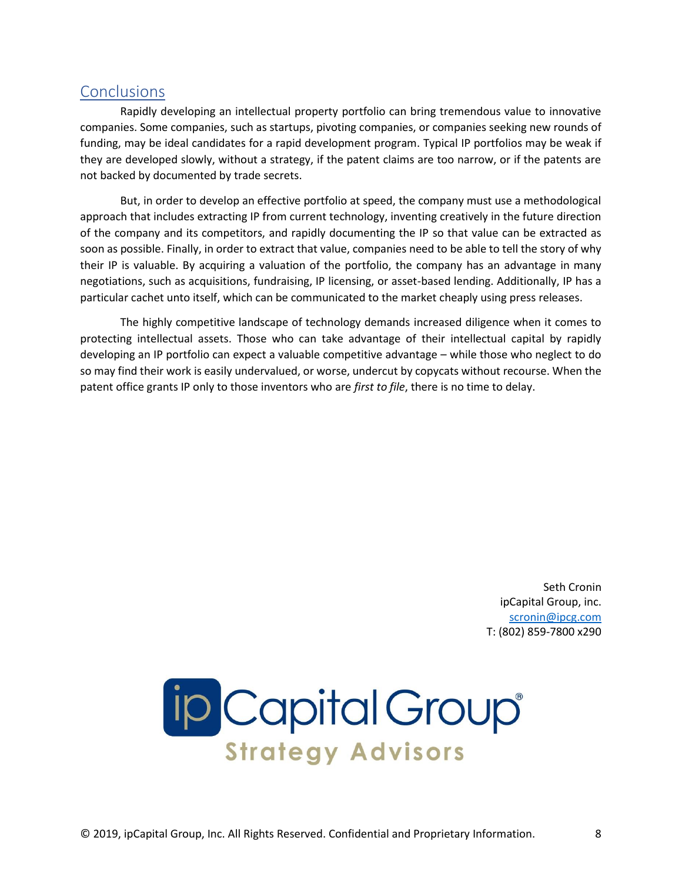## Conclusions

Rapidly developing an intellectual property portfolio can bring tremendous value to innovative companies. Some companies, such as startups, pivoting companies, or companies seeking new rounds of funding, may be ideal candidates for a rapid development program. Typical IP portfolios may be weak if they are developed slowly, without a strategy, if the patent claims are too narrow, or if the patents are not backed by documented by trade secrets.

But, in order to develop an effective portfolio at speed, the company must use a methodological approach that includes extracting IP from current technology, inventing creatively in the future direction of the company and its competitors, and rapidly documenting the IP so that value can be extracted as soon as possible. Finally, in order to extract that value, companies need to be able to tell the story of why their IP is valuable. By acquiring a valuation of the portfolio, the company has an advantage in many negotiations, such as acquisitions, fundraising, IP licensing, or asset-based lending. Additionally, IP has a particular cachet unto itself, which can be communicated to the market cheaply using press releases.

The highly competitive landscape of technology demands increased diligence when it comes to protecting intellectual assets. Those who can take advantage of their intellectual capital by rapidly developing an IP portfolio can expect a valuable competitive advantage – while those who neglect to do so may find their work is easily undervalued, or worse, undercut by copycats without recourse. When the patent office grants IP only to those inventors who are *first to file*, there is no time to delay.

Seth Cronin
ipCapital Group, inc.
scronin@ipcg.com
T: (802) 859-7800 x290

ipCapital Group®
Strategy Advisors

© 2019, ipCapital Group, Inc. All Rights Reserved. Confidential and Proprietary Information.